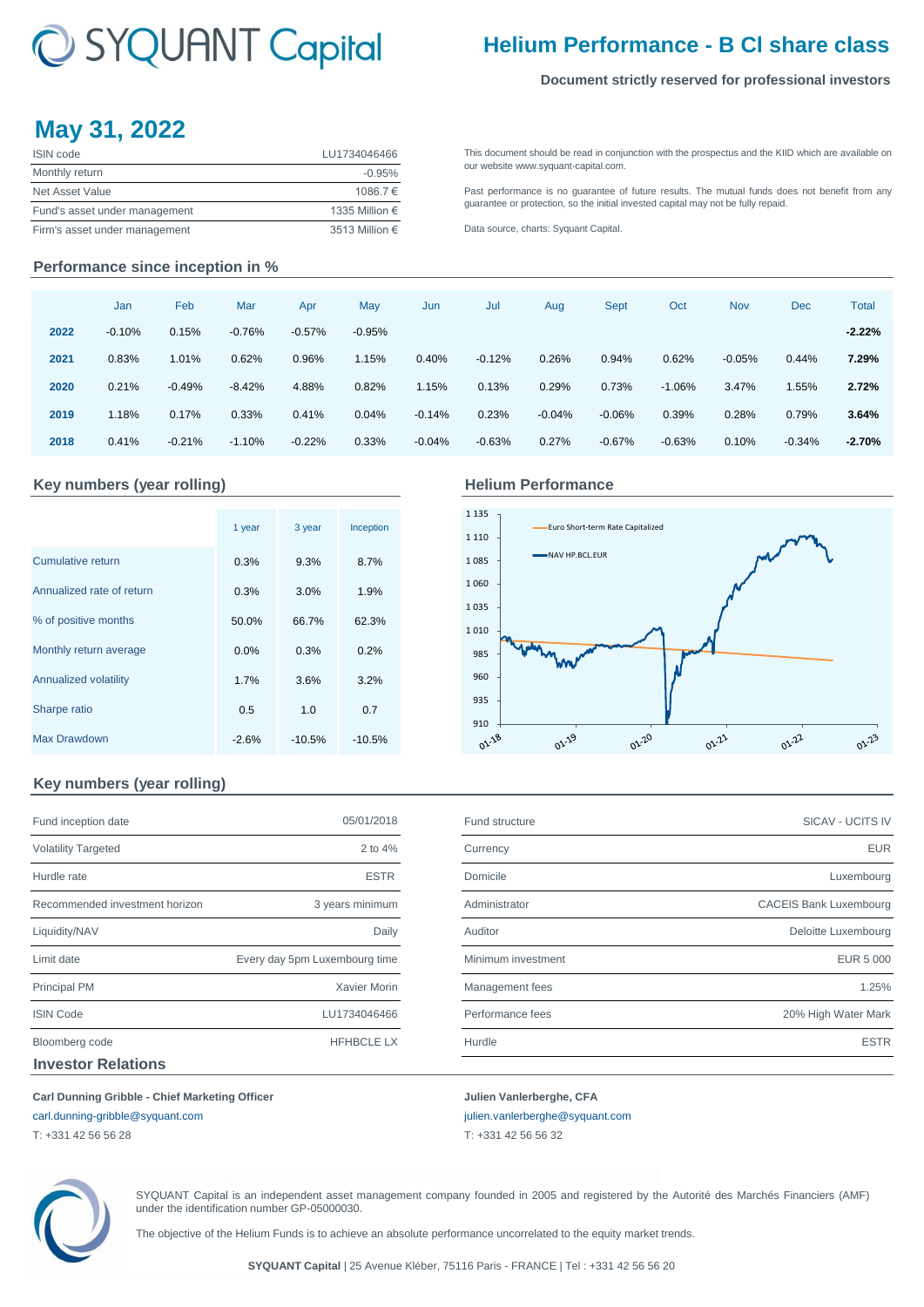# SYQUANT Capital

## Helium Performance - B Cl share class

**Document strictly reserved for professional investors**

# May 31, 2022

| | |
|---|---|
| ISIN code | LU1734046466 |
| Monthly return | -0.95% |
| Net Asset Value | 1086.7 € |
| Fund's asset under management | 1335 Million € |
| Firm's asset under management | 3513 Million € |

This document should be read in conjunction with the prospectus and the KIID which are available on our website www.syquant-capital.com.

Past performance is no guarantee of future results. The mutual funds does not benefit from any guarantee or protection, so the initial invested capital may not be fully repaid.

Data source, charts: Syquant Capital.

## Performance since inception in %

| | Jan | Feb | Mar | Apr | May | Jun | Jul | Aug | Sept | Oct | Nov | Dec | Total |
|---|---|---|---|---|---|---|---|---|---|---|---|---|---|
| **2022** | -0.10% | 0.15% | -0.76% | -0.57% | -0.95% | | | | | | | | **-2.22%** |
| **2021** | 0.83% | 1.01% | 0.62% | 0.96% | 1.15% | 0.40% | -0.12% | 0.26% | 0.94% | 0.62% | -0.05% | 0.44% | **7.29%** |
| **2020** | 0.21% | -0.49% | -8.42% | 4.88% | 0.82% | 1.15% | 0.13% | 0.29% | 0.73% | -1.06% | 3.47% | 1.55% | **2.72%** |
| **2019** | 1.18% | 0.17% | 0.33% | 0.41% | 0.04% | -0.14% | 0.23% | -0.04% | -0.06% | 0.39% | 0.28% | 0.79% | **3.64%** |
| **2018** | 0.41% | -0.21% | -1.10% | -0.22% | 0.33% | -0.04% | -0.63% | 0.27% | -0.67% | -0.63% | 0.10% | -0.34% | **-2.70%** |

## Key numbers (year rolling)

| | 1 year | 3 year | Inception |
|---|---|---|---|
| Cumulative return | 0.3% | 9.3% | 8.7% |
| Annualized rate of return | 0.3% | 3.0% | 1.9% |
| % of positive months | 50.0% | 66.7% | 62.3% |
| Monthly return average | 0.0% | 0.3% | 0.2% |
| Annualized volatility | 1.7% | 3.6% | 3.2% |
| Sharpe ratio | 0.5 | 1.0 | 0.7 |
| Max Drawdown | -2.6% | -10.5% | -10.5% |

## Helium Performance

Euro Short-term Rate Capitalized

NAV HP.BCL.EUR

## Key numbers (year rolling)

| | |
|---|---|
| Fund inception date | 05/01/2018 |
| Volatility Targeted | 2 to 4% |
| Hurdle rate | ESTR |
| Recommended investment horizon | 3 years minimum |
| Liquidity/NAV | Daily |
| Limit date | Every day 5pm Luxembourg time |
| Principal PM | Xavier Morin |
| ISIN Code | LU1734046466 |
| Bloomberg code | HFHBCLE LX |

| | |
|---|---|
| Fund structure | SICAV - UCITS IV |
| Currency | EUR |
| Domicile | Luxembourg |
| Administrator | CACEIS Bank Luxembourg |
| Auditor | Deloitte Luxembourg |
| Minimum investment | EUR 5 000 |
| Management fees | 1.25% |
| Performance fees | 20% High Water Mark |
| Hurdle | ESTR |

## Investor Relations

**Carl Dunning Gribble - Chief Marketing Officer**
carl.dunning-gribble@syquant.com
T: +331 42 56 56 28

**Julien Vanlerberghe, CFA**
julien.vanlerberghe@syquant.com
T: +331 42 56 56 32

SYQUANT Capital is an independent asset management company founded in 2005 and registered by the Autorité des Marchés Financiers (AMF) under the identification number GP-05000030.

The objective of the Helium Funds is to achieve an absolute performance uncorrelated to the equity market trends.

**SYQUANT Capital** | 25 Avenue Kléber, 75116 Paris - FRANCE | Tel : +331 42 56 56 20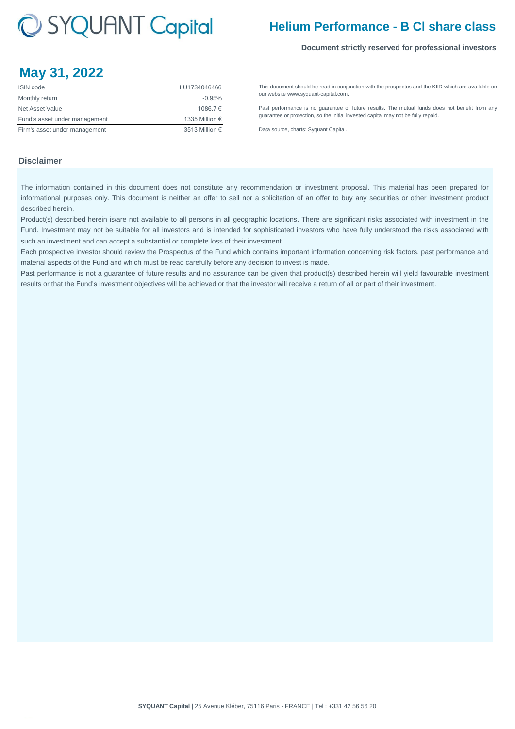# Helium Performance - B CI share class

**Document strictly reserved for professional investors**

## May 31, 2022

| ISIN code | LU1734046466 |
| --- | --- |
| Monthly return | -0.95% |
| Net Asset Value | 1086.7 € |
| Fund's asset under management | 1335 Million € |
| Firm's asset under management | 3513 Million € |

This document should be read in conjunction with the prospectus and the KIID which are available on our website www.syquant-capital.com.

Past performance is no guarantee of future results. The mutual funds does not benefit from any guarantee or protection, so the initial invested capital may not be fully repaid.

Data source, charts: Syquant Capital.

### Disclaimer

The information contained in this document does not constitute any recommendation or investment proposal. This material has been prepared for informational purposes only. This document is neither an offer to sell nor a solicitation of an offer to buy any securities or other investment product described herein.

Product(s) described herein is/are not available to all persons in all geographic locations. There are significant risks associated with investment in the Fund. Investment may not be suitable for all investors and is intended for sophisticated investors who have fully understood the risks associated with such an investment and can accept a substantial or complete loss of their investment.

Each prospective investor should review the Prospectus of the Fund which contains important information concerning risk factors, past performance and material aspects of the Fund and which must be read carefully before any decision to invest is made.

Past performance is not a guarantee of future results and no assurance can be given that product(s) described herein will yield favourable investment results or that the Fund's investment objectives will be achieved or that the investor will receive a return of all or part of their investment.

**SYQUANT Capital** | 25 Avenue Kléber, 75116 Paris - FRANCE | Tel : +331 42 56 56 20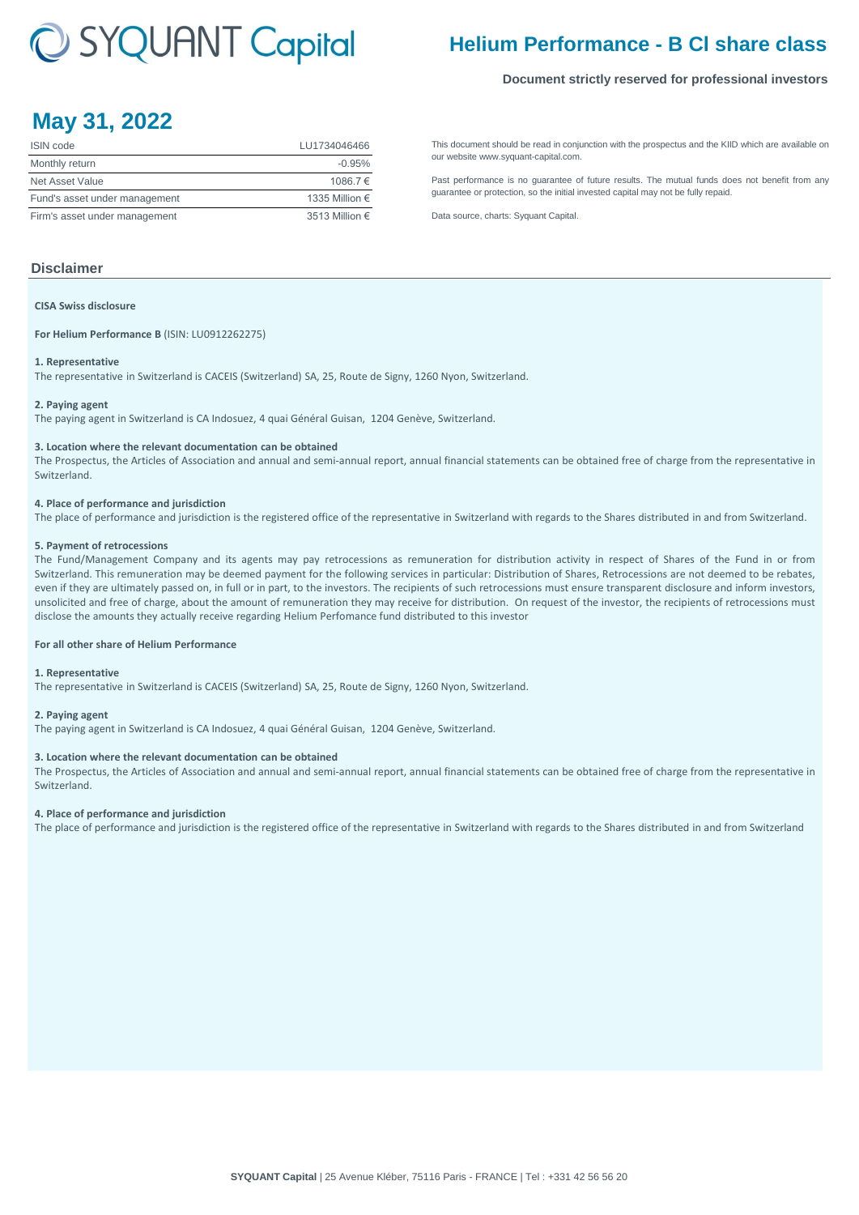# Helium Performance - B CI share class

**Document strictly reserved for professional investors**

## May 31, 2022

| | |
|---|---|
| ISIN code | LU1734046466 |
| Monthly return | -0.95% |
| Net Asset Value | 1086.7 € |
| Fund's asset under management | 1335 Million € |
| Firm's asset under management | 3513 Million € |

This document should be read in conjunction with the prospectus and the KIID which are available on our website www.syquant-capital.com.

Past performance is no guarantee of future results. The mutual funds does not benefit from any guarantee or protection, so the initial invested capital may not be fully repaid.

Data source, charts: Syquant Capital.

### Disclaimer

**CISA Swiss disclosure**

**For Helium Performance B** (ISIN: LU0912262275)

**1. Representative**
The representative in Switzerland is CACEIS (Switzerland) SA, 25, Route de Signy, 1260 Nyon, Switzerland.

**2. Paying agent**
The paying agent in Switzerland is CA Indosuez, 4 quai Général Guisan, 1204 Genève, Switzerland.

**3. Location where the relevant documentation can be obtained**
The Prospectus, the Articles of Association and annual and semi-annual report, annual financial statements can be obtained free of charge from the representative in Switzerland.

**4. Place of performance and jurisdiction**
The place of performance and jurisdiction is the registered office of the representative in Switzerland with regards to the Shares distributed in and from Switzerland.

**5. Payment of retrocessions**
The Fund/Management Company and its agents may pay retrocessions as remuneration for distribution activity in respect of Shares of the Fund in or from Switzerland. This remuneration may be deemed payment for the following services in particular: Distribution of Shares, Retrocessions are not deemed to be rebates, even if they are ultimately passed on, in full or in part, to the investors. The recipients of such retrocessions must ensure transparent disclosure and inform investors, unsolicited and free of charge, about the amount of remuneration they may receive for distribution. On request of the investor, the recipients of retrocessions must disclose the amounts they actually receive regarding Helium Perfomance fund distributed to this investor

**For all other share of Helium Performance**

**1. Representative**
The representative in Switzerland is CACEIS (Switzerland) SA, 25, Route de Signy, 1260 Nyon, Switzerland.

**2. Paying agent**
The paying agent in Switzerland is CA Indosuez, 4 quai Général Guisan, 1204 Genève, Switzerland.

**3. Location where the relevant documentation can be obtained**
The Prospectus, the Articles of Association and annual and semi-annual report, annual financial statements can be obtained free of charge from the representative in Switzerland.

**4. Place of performance and jurisdiction**
The place of performance and jurisdiction is the registered office of the representative in Switzerland with regards to the Shares distributed in and from Switzerland